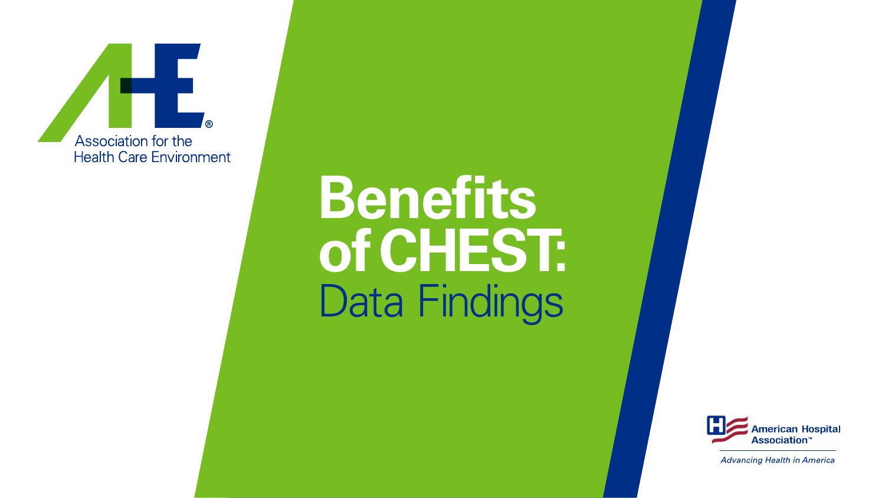Association for the Health Care Environment

# Benefits of CHEST: Data Findings

American Hospital Association™

*Advancing Health in America*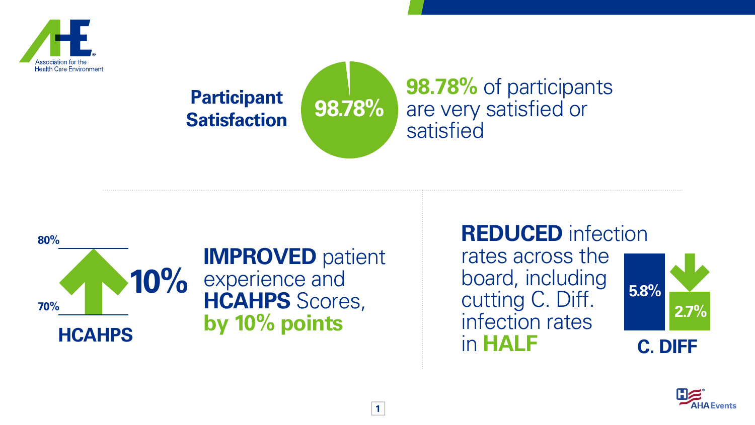## Participant Satisfaction

98.78%

**98.78%** of participants are very satisfied or satisfied

80%

70%

10%

**HCAHPS**

**IMPROVED** patient experience and **HCAHPS** Scores, **by 10% points**

**REDUCED** infection rates across the board, including cutting C. Diff. infection rates in **HALF**

5.8%

2.7%

**C. DIFF**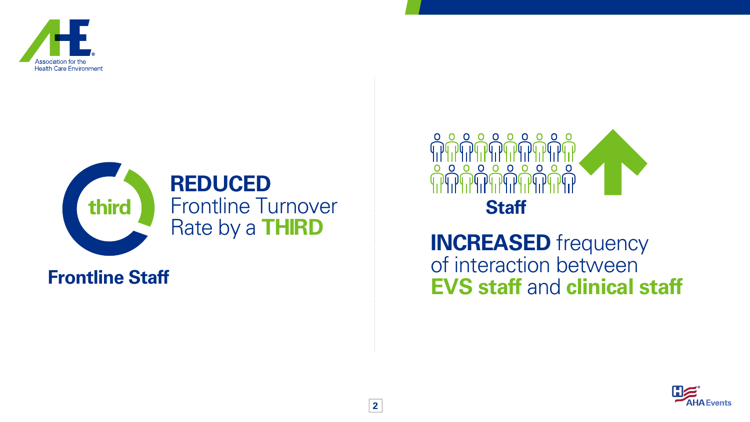**REDUCED** Frontline Turnover Rate by a **THIRD**

third

**Frontline Staff**

**Staff**

**INCREASED** frequency of interaction between **EVS staff** and **clinical staff**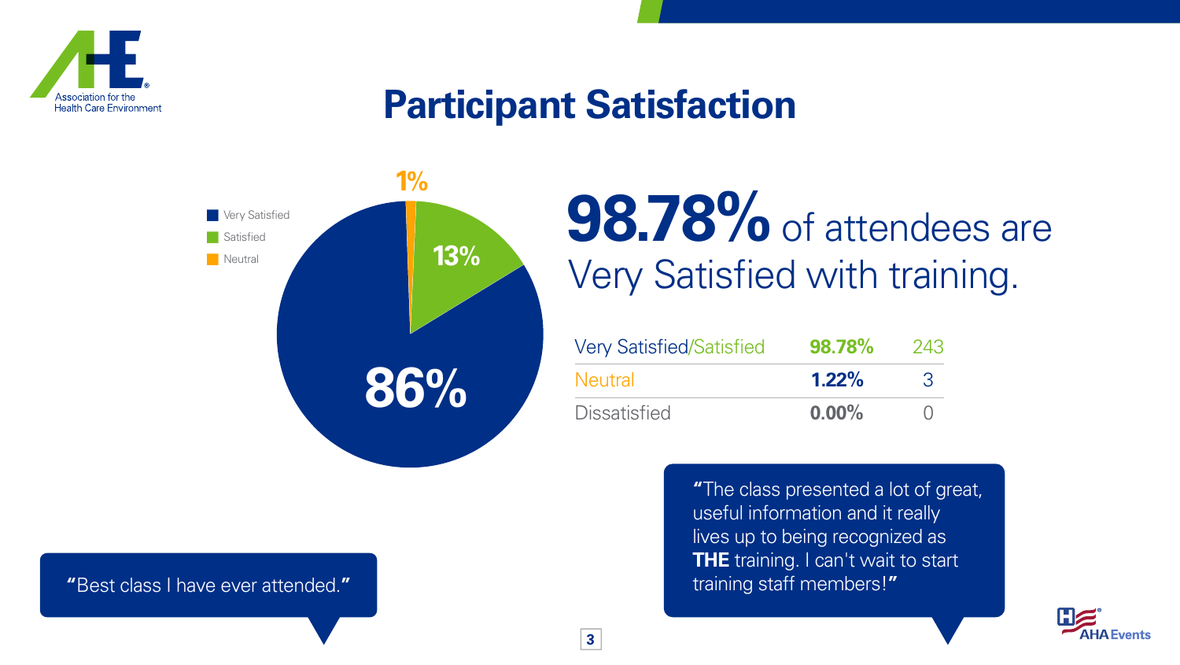# Participant Satisfaction

- Very Satisfied: 86%
- Satisfied: 13%
- Neutral: 1%

**98.78%** of attendees are Very Satisfied with training.

| | | |
|---|---|---|
| Very Satisfied/Satisfied | **98.78%** | 243 |
| Neutral | **1.22%** | 3 |
| Dissatisfied | **0.00%** | 0 |

"The class presented a lot of great, useful information and it really lives up to being recognized as **THE** training. I can't wait to start training staff members!"

"Best class I have ever attended."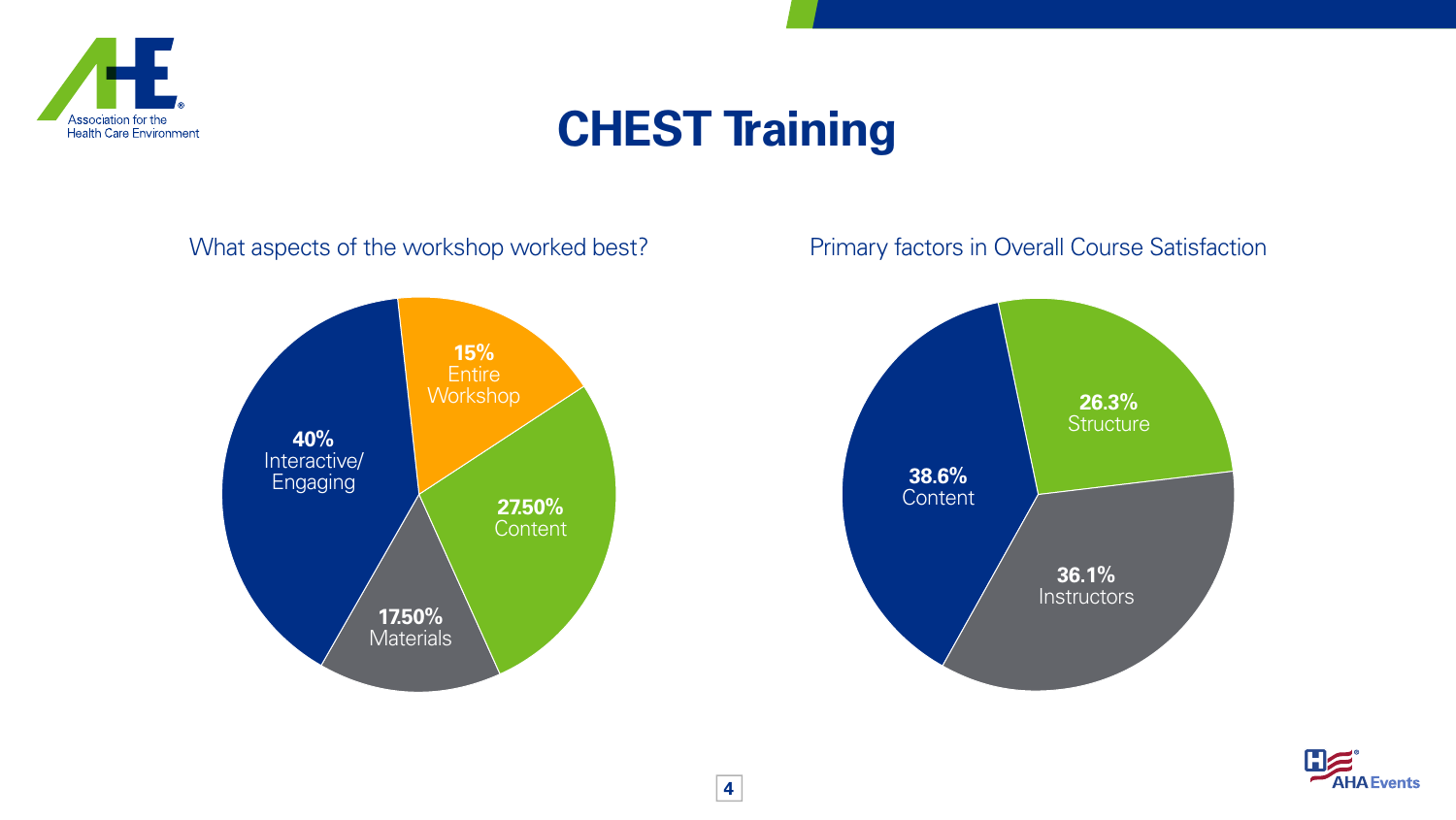# CHEST Training

## What aspects of the workshop worked best?

- **40%** Interactive/ Engaging
- **15%** Entire Workshop
- **27.50%** Content
- **17.50%** Materials

## Primary factors in Overall Course Satisfaction

- **38.6%** Content
- **26.3%** Structure
- **36.1%** Instructors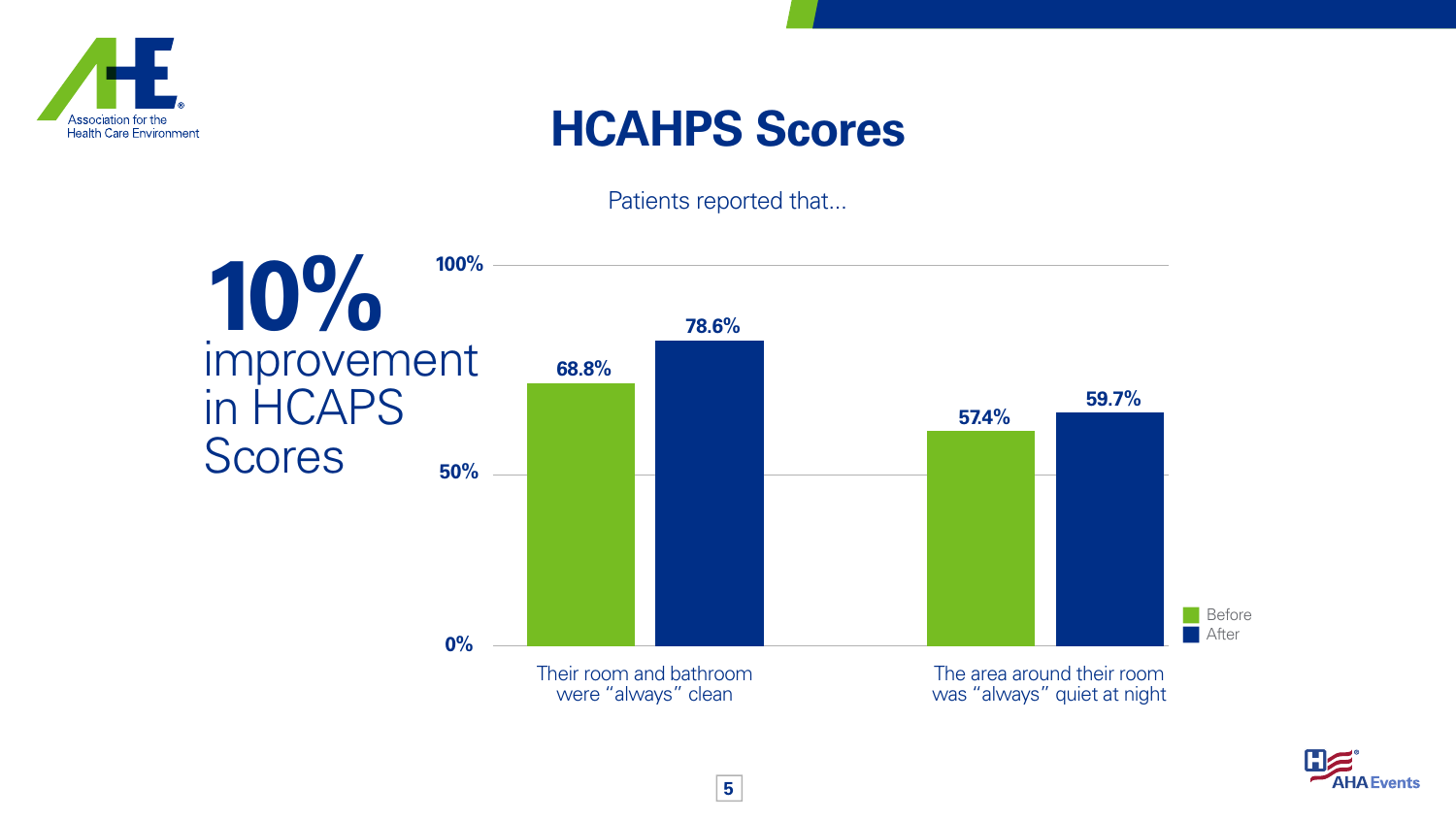# HCAHPS Scores

Patients reported that...

**10%** improvement in HCAPS Scores

| | Before | After |
|---|---|---|
| Their room and bathroom were "always" clean | 68.8% | 78.6% |
| The area around their room was "always" quiet at night | 57.4% | 59.7% |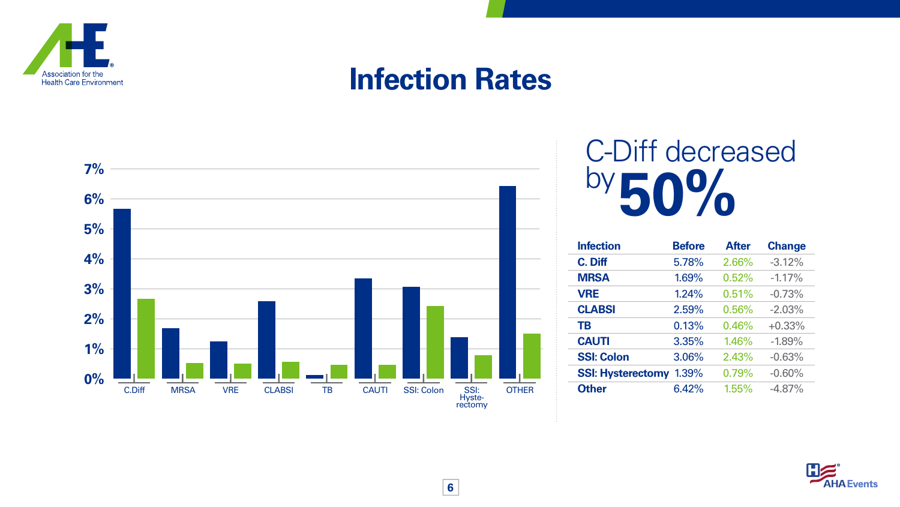# Infection Rates

C-Diff decreased by **50%**

| Infection | Before | After | Change |
|---|---|---|---|
| **C. Diff** | 5.78% | 2.66% | -3.12% |
| **MRSA** | 1.69% | 0.52% | -1.17% |
| **VRE** | 1.24% | 0.51% | -0.73% |
| **CLABSI** | 2.59% | 0.56% | -2.03% |
| **TB** | 0.13% | 0.46% | +0.33% |
| **CAUTI** | 3.35% | 1.46% | -1.89% |
| **SSI: Colon** | 3.06% | 2.43% | -0.63% |
| **SSI: Hysterectomy** | 1.39% | 0.79% | -0.60% |
| **Other** | 6.42% | 1.55% | -4.87% |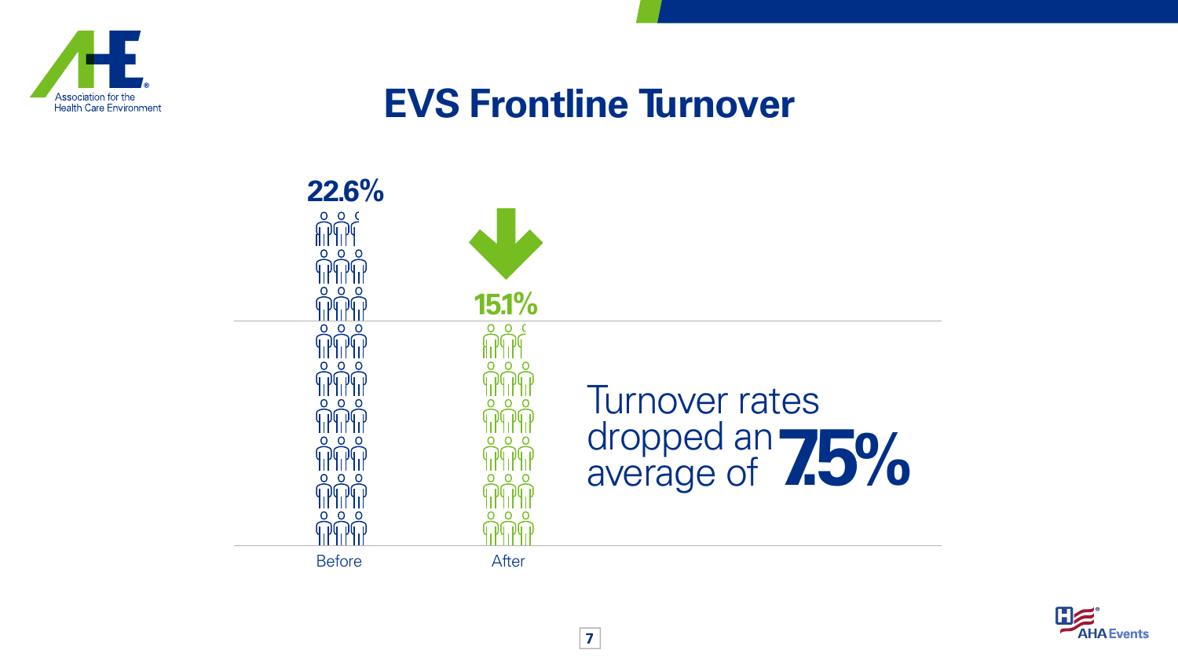# EVS Frontline Turnover

22.6%

15.1%

Before

After

Turnover rates dropped an average of **7.5%**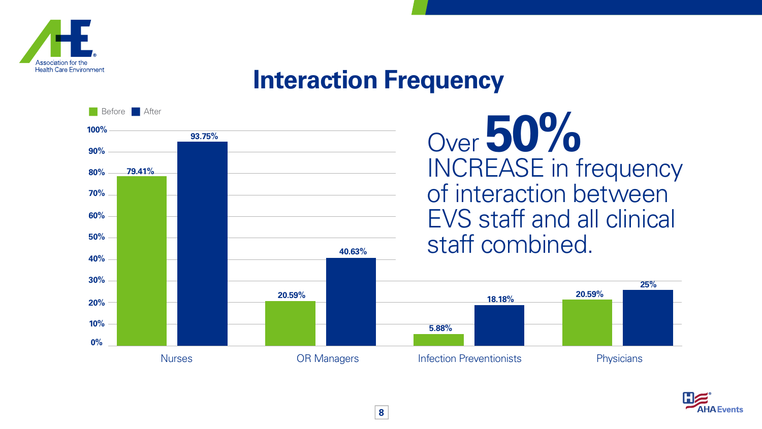# Interaction Frequency

Before After

100%
90%
80%
70%
60%
50%
40%
30%
20%
10%
0%

79.41%
93.75%
20.59%
40.63%
5.88%
18.18%
20.59%
25%

Nurses
OR Managers
Infection Preventionists
Physicians

Over **50%** INCREASE in frequency of interaction between EVS staff and all clinical staff combined.